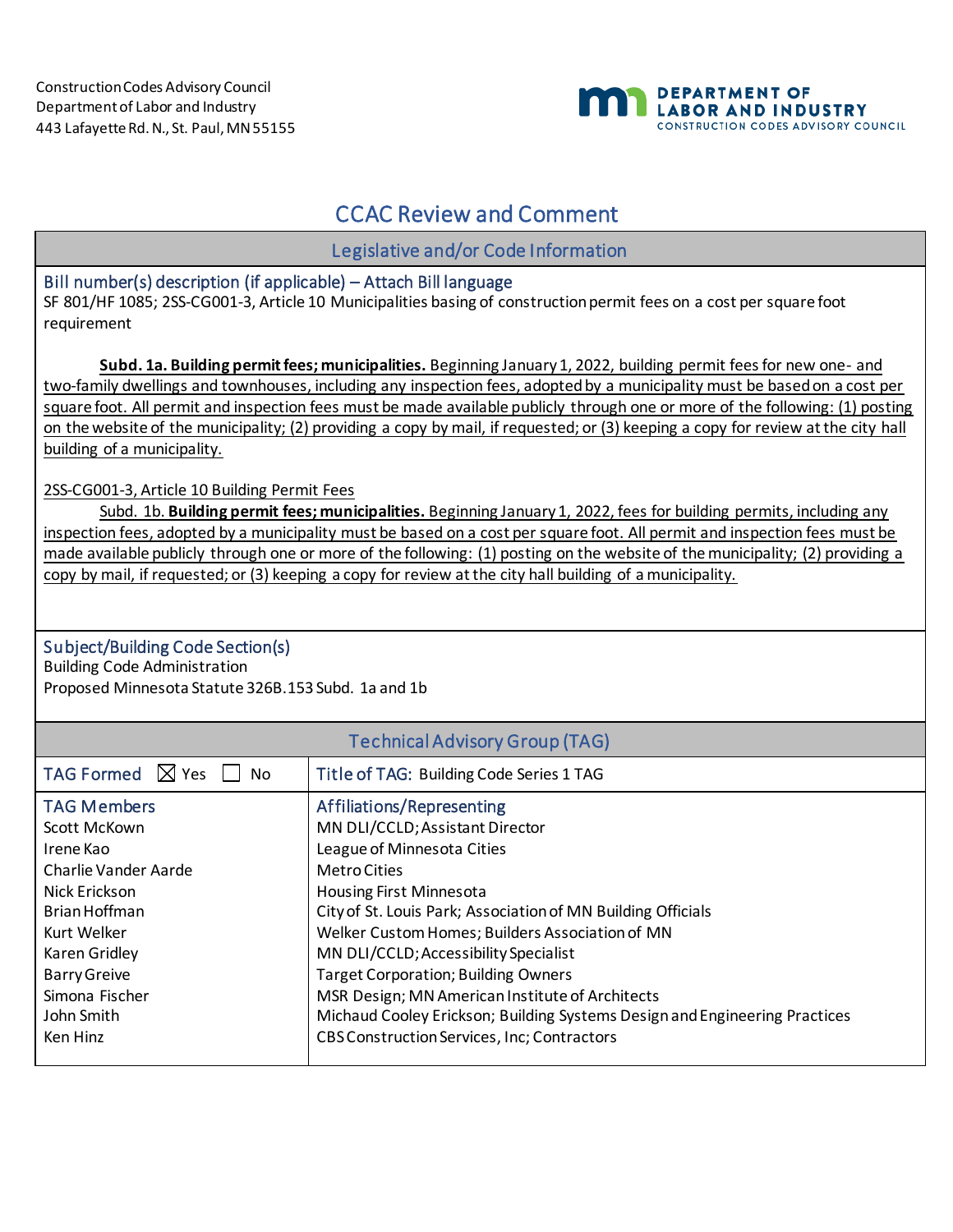Construction Codes Advisory Council
Department of Labor and Industry
443 Lafayette Rd. N., St. Paul, MN 55155

DEPARTMENT OF LABOR AND INDUSTRY
CONSTRUCTION CODES ADVISORY COUNCIL

# CCAC Review and Comment

## Legislative and/or Code Information

### Bill number(s) description (if applicable) – Attach Bill language

SF 801/HF 1085; 2SS-CG001-3, Article 10 Municipalities basing of construction permit fees on a cost per square foot requirement

**Subd. 1a. Building permit fees; municipalities.** Beginning January 1, 2022, building permit fees for new one- and two-family dwellings and townhouses, including any inspection fees, adopted by a municipality must be based on a cost per square foot. All permit and inspection fees must be made available publicly through one or more of the following: (1) posting on the website of the municipality; (2) providing a copy by mail, if requested; or (3) keeping a copy for review at the city hall building of a municipality.

2SS-CG001-3, Article 10 Building Permit Fees

Subd. 1b. **Building permit fees; municipalities.** Beginning January 1, 2022, fees for building permits, including any inspection fees, adopted by a municipality must be based on a cost per square foot. All permit and inspection fees must be made available publicly through one or more of the following: (1) posting on the website of the municipality; (2) providing a copy by mail, if requested; or (3) keeping a copy for review at the city hall building of a municipality.

### Subject/Building Code Section(s)

Building Code Administration
Proposed Minnesota Statute 326B.153 Subd. 1a and 1b

## Technical Advisory Group (TAG)

| TAG Formed ☒ Yes ☐ No | Title of TAG: Building Code Series 1 TAG |
|---|---|
| **TAG Members** | **Affiliations/Representing** |
| Scott McKown | MN DLI/CCLD; Assistant Director |
| Irene Kao | League of Minnesota Cities |
| Charlie Vander Aarde | Metro Cities |
| Nick Erickson | Housing First Minnesota |
| Brian Hoffman | City of St. Louis Park; Association of MN Building Officials |
| Kurt Welker | Welker Custom Homes; Builders Association of MN |
| Karen Gridley | MN DLI/CCLD; Accessibility Specialist |
| Barry Greive | Target Corporation; Building Owners |
| Simona Fischer | MSR Design; MN American Institute of Architects |
| John Smith | Michaud Cooley Erickson; Building Systems Design and Engineering Practices |
| Ken Hinz | CBS Construction Services, Inc; Contractors |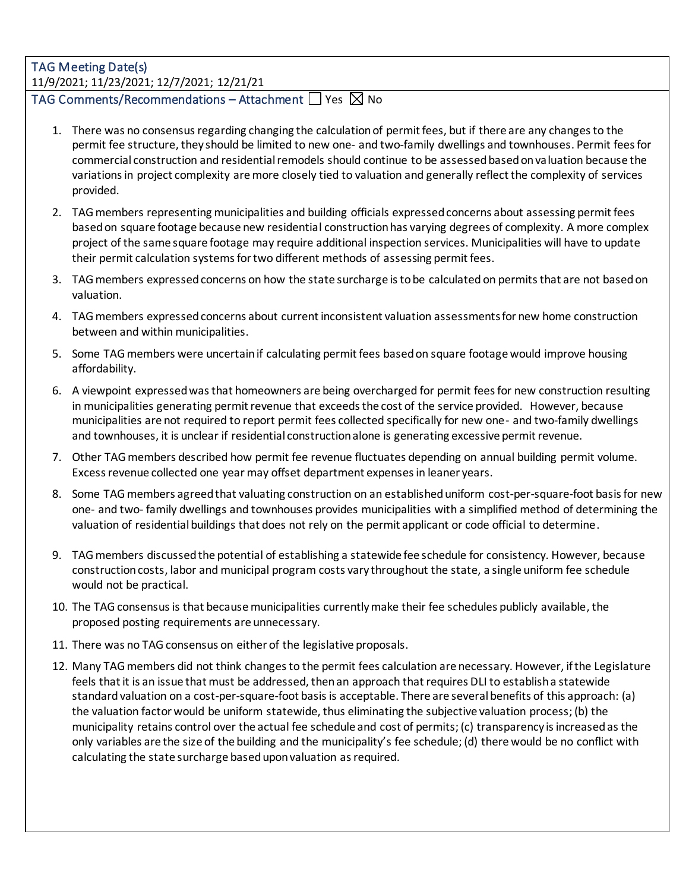**TAG Meeting Date(s)**

11/9/2021; 11/23/2021; 12/7/2021; 12/21/21

**TAG Comments/Recommendations – Attachment** ☐ Yes ☒ No

1. There was no consensus regarding changing the calculation of permit fees, but if there are any changes to the permit fee structure, they should be limited to new one- and two-family dwellings and townhouses. Permit fees for commercial construction and residential remodels should continue to be assessed based on valuation because the variations in project complexity are more closely tied to valuation and generally reflect the complexity of services provided.
2. TAG members representing municipalities and building officials expressed concerns about assessing permit fees based on square footage because new residential construction has varying degrees of complexity. A more complex project of the same square footage may require additional inspection services. Municipalities will have to update their permit calculation systems for two different methods of assessing permit fees.
3. TAG members expressed concerns on how the state surcharge is to be calculated on permits that are not based on valuation.
4. TAG members expressed concerns about current inconsistent valuation assessments for new home construction between and within municipalities.
5. Some TAG members were uncertain if calculating permit fees based on square footage would improve housing affordability.
6. A viewpoint expressed was that homeowners are being overcharged for permit fees for new construction resulting in municipalities generating permit revenue that exceeds the cost of the service provided. However, because municipalities are not required to report permit fees collected specifically for new one- and two-family dwellings and townhouses, it is unclear if residential construction alone is generating excessive permit revenue.
7. Other TAG members described how permit fee revenue fluctuates depending on annual building permit volume. Excess revenue collected one year may offset department expenses in leaner years.
8. Some TAG members agreed that valuating construction on an established uniform cost-per-square-foot basis for new one- and two- family dwellings and townhouses provides municipalities with a simplified method of determining the valuation of residential buildings that does not rely on the permit applicant or code official to determine.
9. TAG members discussed the potential of establishing a statewide fee schedule for consistency. However, because construction costs, labor and municipal program costs vary throughout the state, a single uniform fee schedule would not be practical.
10. The TAG consensus is that because municipalities currently make their fee schedules publicly available, the proposed posting requirements are unnecessary.
11. There was no TAG consensus on either of the legislative proposals.
12. Many TAG members did not think changes to the permit fees calculation are necessary. However, if the Legislature feels that it is an issue that must be addressed, then an approach that requires DLI to establish a statewide standard valuation on a cost-per-square-foot basis is acceptable. There are several benefits of this approach: (a) the valuation factor would be uniform statewide, thus eliminating the subjective valuation process; (b) the municipality retains control over the actual fee schedule and cost of permits; (c) transparency is increased as the only variables are the size of the building and the municipality's fee schedule; (d) there would be no conflict with calculating the state surcharge based upon valuation as required.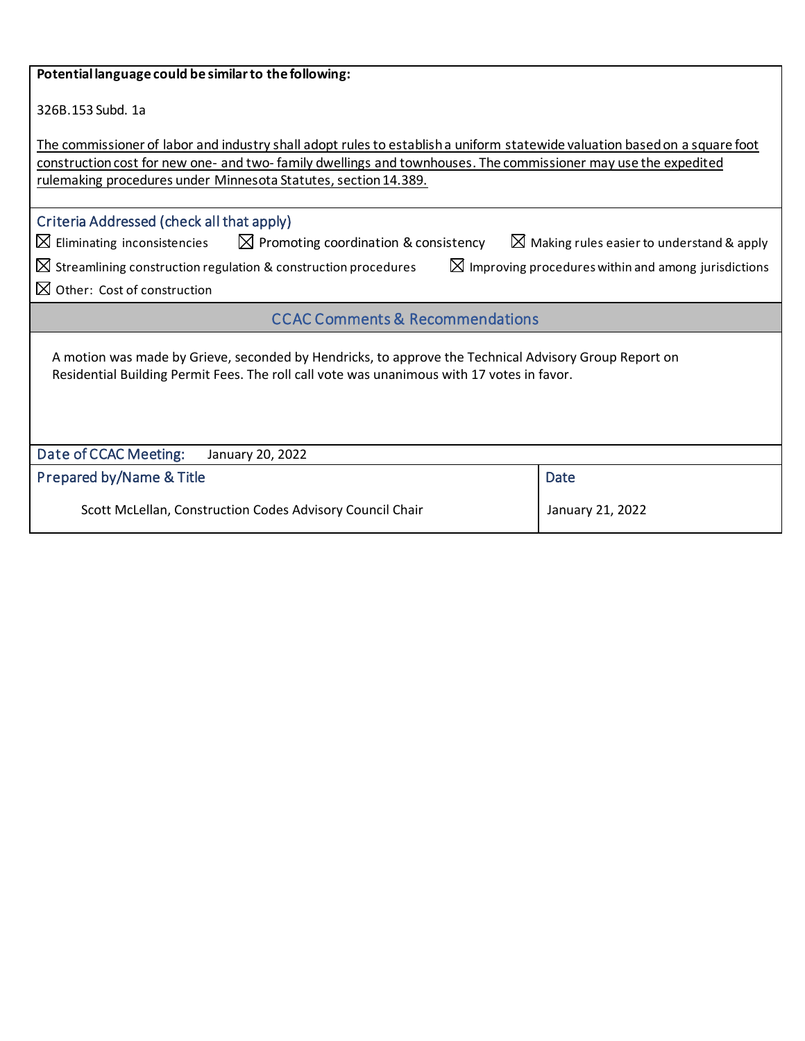**Potential language could be similar to the following:**

326B.153 Subd. 1a

<u>The commissioner of labor and industry shall adopt rules to establish a uniform statewide valuation based on a square foot construction cost for new one- and two- family dwellings and townhouses. The commissioner may use the expedited rulemaking procedures under Minnesota Statutes, section 14.389.</u>

## Criteria Addressed (check all that apply)

- ☒ Eliminating inconsistencies
- ☒ Promoting coordination & consistency
- ☒ Making rules easier to understand & apply
- ☒ Streamlining construction regulation & construction procedures
- ☒ Improving procedures within and among jurisdictions
- ☒ Other: Cost of construction

## CCAC Comments & Recommendations

A motion was made by Grieve, seconded by Hendricks, to approve the Technical Advisory Group Report on Residential Building Permit Fees. The roll call vote was unanimous with 17 votes in favor.

**Date of CCAC Meeting:** January 20, 2022

| Prepared by/Name & Title | Date |
|---|---|
| Scott McLellan, Construction Codes Advisory Council Chair | January 21, 2022 |